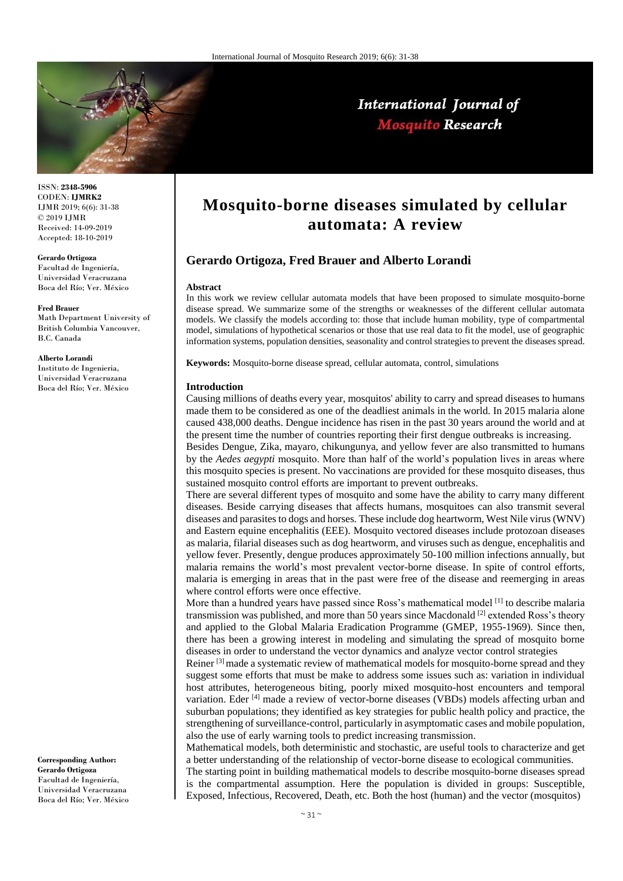ISSN: **2348-5906**
CODEN: **IJMRK2**
IJMR 2019; 6(6): 31-38
© 2019 IJMR
Received: 14-09-2019
Accepted: 18-10-2019

**Gerardo Ortigoza**
Facultad de Ingeniería, Universidad Veracruzana Boca del Río; Ver. México

**Fred Brauer**
Math Department University of British Columbia Vancouver, B.C. Canada

**Alberto Lorandi**
Instituto de Ingeniería, Universidad Veracruzana Boca del Río; Ver. México

**Corresponding Author:**
**Gerardo Ortigoza**
Facultad de Ingeniería, Universidad Veracruzana Boca del Río; Ver. México

# Mosquito-borne diseases simulated by cellular automata: A review

## Gerardo Ortigoza, Fred Brauer and Alberto Lorandi

**Abstract**

In this work we review cellular automata models that have been proposed to simulate mosquito-borne disease spread. We summarize some of the strengths or weaknesses of the different cellular automata models. We classify the models according to: those that include human mobility, type of compartmental model, simulations of hypothetical scenarios or those that use real data to fit the model, use of geographic information systems, population densities, seasonality and control strategies to prevent the diseases spread.

**Keywords:** Mosquito-borne disease spread, cellular automata, control, simulations

## Introduction

Causing millions of deaths every year, mosquitos' ability to carry and spread diseases to humans made them to be considered as one of the deadliest animals in the world. In 2015 malaria alone caused 438,000 deaths. Dengue incidence has risen in the past 30 years around the world and at the present time the number of countries reporting their first dengue outbreaks is increasing.

Besides Dengue, Zika, mayaro, chikungunya, and yellow fever are also transmitted to humans by the *Aedes aegypti* mosquito. More than half of the world's population lives in areas where this mosquito species is present. No vaccinations are provided for these mosquito diseases, thus sustained mosquito control efforts are important to prevent outbreaks.

There are several different types of mosquito and some have the ability to carry many different diseases. Beside carrying diseases that affects humans, mosquitoes can also transmit several diseases and parasites to dogs and horses. These include dog heartworm, West Nile virus (WNV) and Eastern equine encephalitis (EEE). Mosquito vectored diseases include protozoan diseases as malaria, filarial diseases such as dog heartworm, and viruses such as dengue, encephalitis and yellow fever. Presently, dengue produces approximately 50-100 million infections annually, but malaria remains the world's most prevalent vector-borne disease. In spite of control efforts, malaria is emerging in areas that in the past were free of the disease and reemerging in areas where control efforts were once effective.

More than a hundred years have passed since Ross's mathematical model [1] to describe malaria transmission was published, and more than 50 years since Macdonald [2] extended Ross's theory and applied to the Global Malaria Eradication Programme (GMEP, 1955-1969). Since then, there has been a growing interest in modeling and simulating the spread of mosquito borne diseases in order to understand the vector dynamics and analyze vector control strategies

Reiner [3] made a systematic review of mathematical models for mosquito-borne spread and they suggest some efforts that must be make to address some issues such as: variation in individual host attributes, heterogeneous biting, poorly mixed mosquito-host encounters and temporal variation. Eder [4] made a review of vector-borne diseases (VBDs) models affecting urban and suburban populations; they identified as key strategies for public health policy and practice, the strengthening of surveillance-control, particularly in asymptomatic cases and mobile population, also the use of early warning tools to predict increasing transmission.

Mathematical models, both deterministic and stochastic, are useful tools to characterize and get a better understanding of the relationship of vector-borne disease to ecological communities.

The starting point in building mathematical models to describe mosquito-borne diseases spread is the compartmental assumption. Here the population is divided in groups: Susceptible, Exposed, Infectious, Recovered, Death, etc. Both the host (human) and the vector (mosquitos)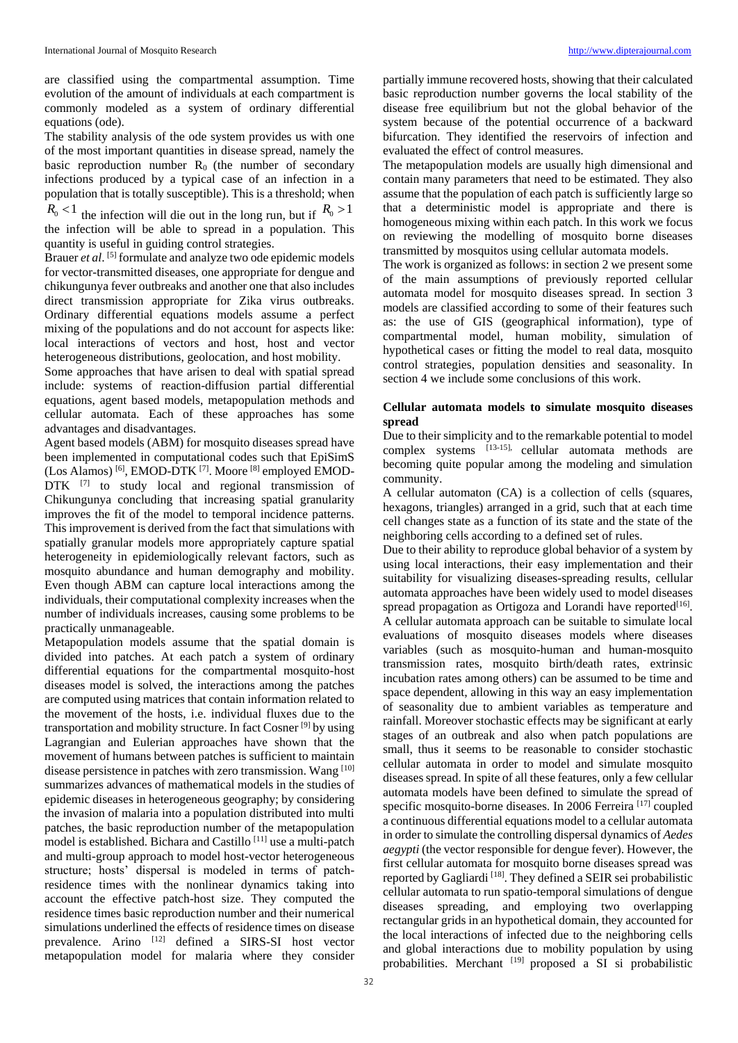are classified using the compartmental assumption. Time evolution of the amount of individuals at each compartment is commonly modeled as a system of ordinary differential equations (ode).

The stability analysis of the ode system provides us with one of the most important quantities in disease spread, namely the basic reproduction number $R_0$ (the number of secondary infections produced by a typical case of an infection in a population that is totally susceptible). This is a threshold; when $R_0 < 1$ the infection will die out in the long run, but if $R_0 > 1$ the infection will be able to spread in a population. This quantity is useful in guiding control strategies.

Brauer *et al*. [5] formulate and analyze two ode epidemic models for vector-transmitted diseases, one appropriate for dengue and chikungunya fever outbreaks and another one that also includes direct transmission appropriate for Zika virus outbreaks. Ordinary differential equations models assume a perfect mixing of the populations and do not account for aspects like: local interactions of vectors and host, host and vector heterogeneous distributions, geolocation, and host mobility.

Some approaches that have arisen to deal with spatial spread include: systems of reaction-diffusion partial differential equations, agent based models, metapopulation methods and cellular automata. Each of these approaches has some advantages and disadvantages.

Agent based models (ABM) for mosquito diseases spread have been implemented in computational codes such that EpiSimS (Los Alamos) [6], EMOD-DTK [7]. Moore [8] employed EMOD-DTK [7] to study local and regional transmission of Chikungunya concluding that increasing spatial granularity improves the fit of the model to temporal incidence patterns. This improvement is derived from the fact that simulations with spatially granular models more appropriately capture spatial heterogeneity in epidemiologically relevant factors, such as mosquito abundance and human demography and mobility. Even though ABM can capture local interactions among the individuals, their computational complexity increases when the number of individuals increases, causing some problems to be practically unmanageable.

Metapopulation models assume that the spatial domain is divided into patches. At each patch a system of ordinary differential equations for the compartmental mosquito-host diseases model is solved, the interactions among the patches are computed using matrices that contain information related to the movement of the hosts, i.e. individual fluxes due to the transportation and mobility structure. In fact Cosner [9] by using Lagrangian and Eulerian approaches have shown that the movement of humans between patches is sufficient to maintain disease persistence in patches with zero transmission. Wang [10] summarizes advances of mathematical models in the studies of epidemic diseases in heterogeneous geography; by considering the invasion of malaria into a population distributed into multi patches, the basic reproduction number of the metapopulation model is established. Bichara and Castillo [11] use a multi-patch and multi-group approach to model host-vector heterogeneous structure; hosts' dispersal is modeled in terms of patch-residence times with the nonlinear dynamics taking into account the effective patch-host size. They computed the residence times basic reproduction number and their numerical simulations underlined the effects of residence times on disease prevalence. Arino [12] defined a SIRS-SI host vector metapopulation model for malaria where they consider partially immune recovered hosts, showing that their calculated basic reproduction number governs the local stability of the disease free equilibrium but not the global behavior of the system because of the potential occurrence of a backward bifurcation. They identified the reservoirs of infection and evaluated the effect of control measures.

The metapopulation models are usually high dimensional and contain many parameters that need to be estimated. They also assume that the population of each patch is sufficiently large so that a deterministic model is appropriate and there is homogeneous mixing within each patch. In this work we focus on reviewing the modelling of mosquito borne diseases transmitted by mosquitos using cellular automata models.

The work is organized as follows: in section 2 we present some of the main assumptions of previously reported cellular automata model for mosquito diseases spread. In section 3 models are classified according to some of their features such as: the use of GIS (geographical information), type of compartmental model, human mobility, simulation of hypothetical cases or fitting the model to real data, mosquito control strategies, population densities and seasonality. In section 4 we include some conclusions of this work.

## Cellular automata models to simulate mosquito diseases spread

Due to their simplicity and to the remarkable potential to model complex systems [13-15], cellular automata methods are becoming quite popular among the modeling and simulation community.

A cellular automaton (CA) is a collection of cells (squares, hexagons, triangles) arranged in a grid, such that at each time cell changes state as a function of its state and the state of the neighboring cells according to a defined set of rules.

Due to their ability to reproduce global behavior of a system by using local interactions, their easy implementation and their suitability for visualizing diseases-spreading results, cellular automata approaches have been widely used to model diseases spread propagation as Ortigoza and Lorandi have reported[16].

A cellular automata approach can be suitable to simulate local evaluations of mosquito diseases models where diseases variables (such as mosquito-human and human-mosquito transmission rates, mosquito birth/death rates, extrinsic incubation rates among others) can be assumed to be time and space dependent, allowing in this way an easy implementation of seasonality due to ambient variables as temperature and rainfall. Moreover stochastic effects may be significant at early stages of an outbreak and also when patch populations are small, thus it seems to be reasonable to consider stochastic cellular automata in order to model and simulate mosquito diseases spread. In spite of all these features, only a few cellular automata models have been defined to simulate the spread of specific mosquito-borne diseases. In 2006 Ferreira [17] coupled a continuous differential equations model to a cellular automata in order to simulate the controlling dispersal dynamics of *Aedes aegypti* (the vector responsible for dengue fever). However, the first cellular automata for mosquito borne diseases spread was reported by Gagliardi [18]. They defined a SEIR sei probabilistic cellular automata to run spatio-temporal simulations of dengue diseases spreading, and employing two overlapping rectangular grids in an hypothetical domain, they accounted for the local interactions of infected due to the neighboring cells and global interactions due to mobility population by using probabilities. Merchant [19] proposed a SI si probabilistic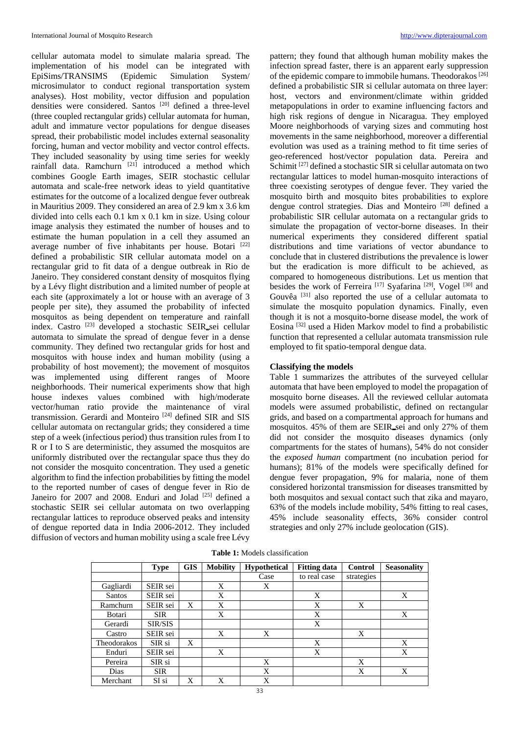cellular automata model to simulate malaria spread. The implementation of his model can be integrated with EpiSims/TRANSIMS (Epidemic Simulation System/ microsimulator to conduct regional transportation system analyses). Host mobility, vector diffusion and population densities were considered. Santos [20] defined a three-level (three coupled rectangular grids) cellular automata for human, adult and immature vector populations for dengue diseases spread, their probabilistic model includes external seasonality forcing, human and vector mobility and vector control effects. They included seasonality by using time series for weekly rainfall data. Ramchurn [21] introduced a method which combines Google Earth images, SEIR stochastic cellular automata and scale-free network ideas to yield quantitative estimates for the outcome of a localized dengue fever outbreak in Mauritius 2009. They considered an area of 2.9 km x 3.6 km divided into cells each 0.1 km x 0.1 km in size. Using colour image analysis they estimated the number of houses and to estimate the human population in a cell they assumed an average number of five inhabitants per house. Botari [22] defined a probabilistic SIR cellular automata model on a rectangular grid to fit data of a dengue outbreak in Rio de Janeiro. They considered constant density of mosquitos flying by a Lévy flight distribution and a limited number of people at each site (approximately a lot or house with an average of 3 people per site), they assumed the probability of infected mosquitos as being dependent on temperature and rainfall index. Castro [23] developed a stochastic SEIR_sei cellular automata to simulate the spread of dengue fever in a dense community. They defined two rectangular grids for host and mosquitos with house index and human mobility (using a probability of host movement); the movement of mosquitos was implemented using different ranges of Moore neighborhoods. Their numerical experiments show that high house indexes values combined with high/moderate vector/human ratio provide the maintenance of viral transmission. Gerardi and Monteiro [24] defined SIR and SIS cellular automata on rectangular grids; they considered a time step of a week (infectious period) thus transition rules from I to R or I to S are deterministic, they assumed the mosquitos are uniformly distributed over the rectangular space thus they do not consider the mosquito concentration. They used a genetic algorithm to find the infection probabilities by fitting the model to the reported number of cases of dengue fever in Rio de Janeiro for 2007 and 2008. Enduri and Jolad [25] defined a stochastic SEIR sei cellular automata on two overlapping rectangular lattices to reproduce observed peaks and intensity of dengue reported data in India 2006-2012. They included diffusion of vectors and human mobility using a scale free Lévy pattern; they found that although human mobility makes the infection spread faster, there is an apparent early suppression of the epidemic compare to immobile humans. Theodorakos [26] defined a probabilistic SIR si cellular automata on three layer: host, vectors and environment/climate within gridded metapopulations in order to examine influencing factors and high risk regions of dengue in Nicaragua. They employed Moore neighborhoods of varying sizes and commuting host movements in the same neighborhood, moreover a differential evolution was used as a training method to fit time series of geo-referenced host/vector population data. Pereira and Schimit [27] defined a stochastic SIR si celullar automata on two rectangular lattices to model human-mosquito interactions of three coexisting serotypes of dengue fever. They varied the mosquito birth and mosquito bites probabilities to explore dengue control strategies. Dias and Monteiro [28] defined a probabilistic SIR cellular automata on a rectangular grids to simulate the propagation of vector-borne diseases. In their numerical experiments they considered different spatial distributions and time variations of vector abundance to conclude that in clustered distributions the prevalence is lower but the eradication is more difficult to be achieved, as compared to homogeneous distributions. Let us mention that besides the work of Ferreira [17] Syafarina [29], Vogel [30] and Gouvêa [31] also reported the use of a cellular automata to simulate the mosquito population dynamics. Finally, even though it is not a mosquito-borne disease model, the work of Eosina [32] used a Hiden Markov model to find a probabilistic function that represented a cellular automata transmission rule employed to fit spatio-temporal dengue data.

**Classifying the models**

Table 1 summarizes the attributes of the surveyed cellular automata that have been employed to model the propagation of mosquito borne diseases. All the reviewed cellular automata models were assumed probabilistic, defined on rectangular grids, and based on a compartmental approach for humans and mosquitos. 45% of them are SEIR_sei and only 27% of them did not consider the mosquito diseases dynamics (only compartments for the states of humans), 54% do not consider the *exposed human* compartment (no incubation period for humans); 81% of the models were specifically defined for dengue fever propagation, 9% for malaria, none of them considered horizontal transmission for diseases transmitted by both mosquitos and sexual contact such that zika and mayaro, 63% of the models include mobility, 54% fitting to real cases, 45% include seasonality effects, 36% consider control strategies and only 27% include geolocation (GIS).

**Table 1:** Models classification

| | Type | GIS | Mobility | Hypothetical Case | Fitting data to real case | Control strategies | Seasonality |
|---|---|---|---|---|---|---|---|
| Gagliardi | SEIR sei | | X | X | | | |
| Santos | SEIR sei | | X | | X | | X |
| Ramchurn | SEIR sei | X | X | | X | X | |
| Botari | SIR | | X | | X | | X |
| Gerardi | SIR/SIS | | | | X | | |
| Castro | SEIR sei | | X | X | | X | |
| Theodorakos | SIR si | X | | | X | | X |
| Enduri | SEIR sei | | X | | X | | X |
| Pereira | SIR si | | | X | | X | |
| Dias | SIR | | | X | | X | X |
| Merchant | SI si | X | X | X | | | |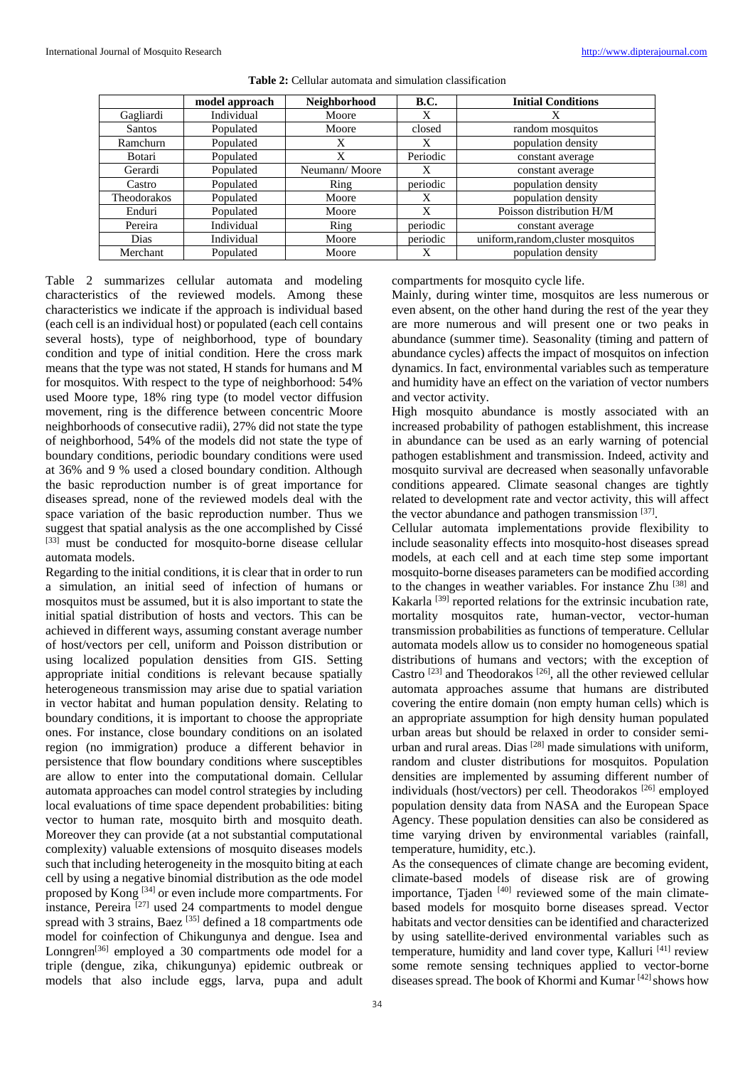**Table 2:** Cellular automata and simulation classification

| | model approach | Neighborhood | B.C. | Initial Conditions |
|---|---|---|---|---|
| Gagliardi | Individual | Moore | X | X |
| Santos | Populated | Moore | closed | random mosquitos |
| Ramchurn | Populated | X | X | population density |
| Botari | Populated | X | Periodic | constant average |
| Gerardi | Populated | Neumann/ Moore | X | constant average |
| Castro | Populated | Ring | periodic | population density |
| Theodorakos | Populated | Moore | X | population density |
| Enduri | Populated | Moore | X | Poisson distribution H/M |
| Pereira | Individual | Ring | periodic | constant average |
| Dias | Individual | Moore | periodic | uniform,random,cluster mosquitos |
| Merchant | Populated | Moore | X | population density |

Table 2 summarizes cellular automata and modeling characteristics of the reviewed models. Among these characteristics we indicate if the approach is individual based (each cell is an individual host) or populated (each cell contains several hosts), type of neighborhood, type of boundary condition and type of initial condition. Here the cross mark means that the type was not stated, H stands for humans and M for mosquitos. With respect to the type of neighborhood: 54% used Moore type, 18% ring type (to model vector diffusion movement, ring is the difference between concentric Moore neighborhoods of consecutive radii), 27% did not state the type of neighborhood, 54% of the models did not state the type of boundary conditions, periodic boundary conditions were used at 36% and 9 % used a closed boundary condition. Although the basic reproduction number is of great importance for diseases spread, none of the reviewed models deal with the space variation of the basic reproduction number. Thus we suggest that spatial analysis as the one accomplished by Cissé [33] must be conducted for mosquito-borne disease cellular automata models.

Regarding to the initial conditions, it is clear that in order to run a simulation, an initial seed of infection of humans or mosquitos must be assumed, but it is also important to state the initial spatial distribution of hosts and vectors. This can be achieved in different ways, assuming constant average number of host/vectors per cell, uniform and Poisson distribution or using localized population densities from GIS. Setting appropriate initial conditions is relevant because spatially heterogeneous transmission may arise due to spatial variation in vector habitat and human population density. Relating to boundary conditions, it is important to choose the appropriate ones. For instance, close boundary conditions on an isolated region (no immigration) produce a different behavior in persistence that flow boundary conditions where susceptibles are allow to enter into the computational domain. Cellular automata approaches can model control strategies by including local evaluations of time space dependent probabilities: biting vector to human rate, mosquito birth and mosquito death. Moreover they can provide (at a not substantial computational complexity) valuable extensions of mosquito diseases models such that including heterogeneity in the mosquito biting at each cell by using a negative binomial distribution as the ode model proposed by Kong [34] or even include more compartments. For instance, Pereira [27] used 24 compartments to model dengue spread with 3 strains, Baez [35] defined a 18 compartments ode model for coinfection of Chikungunya and dengue. Isea and Lonngren[36] employed a 30 compartments ode model for a triple (dengue, zika, chikungunya) epidemic outbreak or models that also include eggs, larva, pupa and adult compartments for mosquito cycle life.

Mainly, during winter time, mosquitos are less numerous or even absent, on the other hand during the rest of the year they are more numerous and will present one or two peaks in abundance (summer time). Seasonality (timing and pattern of abundance cycles) affects the impact of mosquitos on infection dynamics. In fact, environmental variables such as temperature and humidity have an effect on the variation of vector numbers and vector activity.

High mosquito abundance is mostly associated with an increased probability of pathogen establishment, this increase in abundance can be used as an early warning of potencial pathogen establishment and transmission. Indeed, activity and mosquito survival are decreased when seasonally unfavorable conditions appeared. Climate seasonal changes are tightly related to development rate and vector activity, this will affect the vector abundance and pathogen transmission [37].

Cellular automata implementations provide flexibility to include seasonality effects into mosquito-host diseases spread models, at each cell and at each time step some important mosquito-borne diseases parameters can be modified according to the changes in weather variables. For instance Zhu [38] and Kakarla [39] reported relations for the extrinsic incubation rate, mortality mosquitos rate, human-vector, vector-human transmission probabilities as functions of temperature. Cellular automata models allow us to consider no homogeneous spatial distributions of humans and vectors; with the exception of Castro [23] and Theodorakos [26], all the other reviewed cellular automata approaches assume that humans are distributed covering the entire domain (non empty human cells) which is an appropriate assumption for high density human populated urban areas but should be relaxed in order to consider semi-urban and rural areas. Dias [28] made simulations with uniform, random and cluster distributions for mosquitos. Population densities are implemented by assuming different number of individuals (host/vectors) per cell. Theodorakos [26] employed population density data from NASA and the European Space Agency. These population densities can also be considered as time varying driven by environmental variables (rainfall, temperature, humidity, etc.).

As the consequences of climate change are becoming evident, climate-based models of disease risk are of growing importance, Tjaden [40] reviewed some of the main climate-based models for mosquito borne diseases spread. Vector habitats and vector densities can be identified and characterized by using satellite-derived environmental variables such as temperature, humidity and land cover type, Kalluri [41] review some remote sensing techniques applied to vector-borne diseases spread. The book of Khormi and Kumar [42] shows how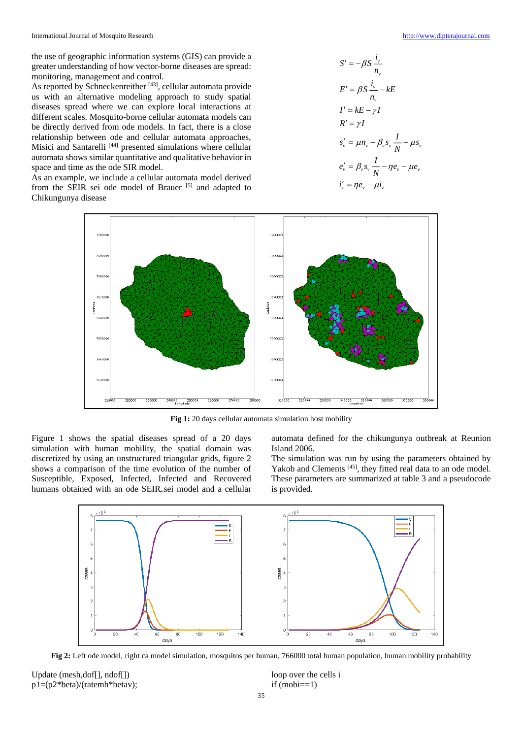the use of geographic information systems (GIS) can provide a greater understanding of how vector-borne diseases are spread: monitoring, management and control.

As reported by Schneckenreither [43], cellular automata provide us with an alternative modeling approach to study spatial diseases spread where we can explore local interactions at different scales. Mosquito-borne cellular automata models can be directly derived from ode models. In fact, there is a close relationship between ode and cellular automata approaches, Misici and Santarelli [44] presented simulations where cellular automata shows similar quantitative and qualitative behavior in space and time as the ode SIR model.

As an example, we include a cellular automata model derived from the SEIR sei ode model of Brauer [5] and adapted to Chikungunya disease

$$S' = -\beta S \frac{i_v}{n_v}$$

$$E' = \beta S \frac{i_v}{n_v} - kE$$

$$I' = kE - \gamma I$$

$$R' = \gamma I$$

$$s_v' = \mu n_v - \beta_v s_v \frac{I}{N} - \mu s_v$$

$$e_v' = \beta_v s_v \frac{I}{N} - \eta e_v - \mu e_v$$

$$i_v' = \eta e_v - \mu i_v$$

**Fig 1:** 20 days cellular automata simulation host mobility

Figure 1 shows the spatial diseases spread of a 20 days simulation with human mobility, the spatial domain was discretized by using an unstructured triangular grids, figure 2 shows a comparison of the time evolution of the number of Susceptible, Exposed, Infected, Infected and Recovered humans obtained with an ode SEIR_sei model and a cellular automata defined for the chikungunya outbreak at Reunion Island 2006.

The simulation was run by using the parameters obtained by Yakob and Clements [45], they fitted real data to an ode model. These parameters are summarized at table 3 and a pseudocode is provided.

**Fig 2:** Left ode model, right ca model simulation, mosquitos per human, 766000 total human population, human mobility probability

```
Update (mesh,dof[], ndof[])
p1=(p2*beta)/(ratemh*betav);
loop over the cells i
if (mobi==1)
```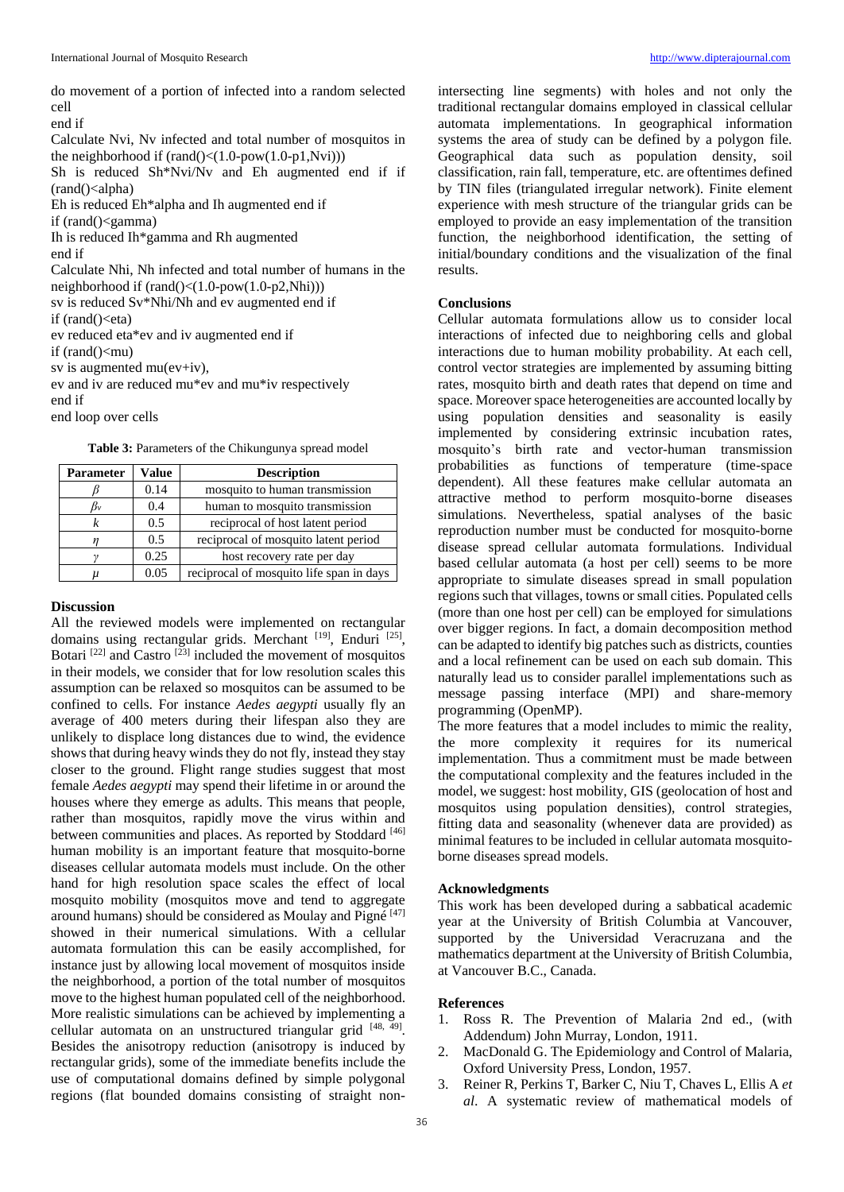do movement of a portion of infected into a random selected cell

end if

Calculate Nvi, Nv infected and total number of mosquitos in the neighborhood if (rand()<(1.0-pow(1.0-p1,Nvi)))

Sh is reduced Sh*Nvi/Nv and Eh augmented end if if (rand()<alpha)

Eh is reduced Eh*alpha and Ih augmented end if

if (rand()<gamma)

Ih is reduced Ih*gamma and Rh augmented

end if

Calculate Nhi, Nh infected and total number of humans in the neighborhood if (rand()<(1.0-pow(1.0-p2,Nhi)))

sv is reduced Sv*Nhi/Nh and ev augmented end if

if (rand()<eta)

ev reduced eta*ev and iv augmented end if

if (rand()<mu)

sv is augmented mu(ev+iv),

ev and iv are reduced mu*ev and mu*iv respectively

end if

end loop over cells

**Table 3:** Parameters of the Chikungunya spread model

| Parameter | Value | Description |
|---|---|---|
| $\beta$ | 0.14 | mosquito to human transmission |
| $\beta_v$ | 0.4 | human to mosquito transmission |
| $k$ | 0.5 | reciprocal of host latent period |
| $\eta$ | 0.5 | reciprocal of mosquito latent period |
| $\gamma$ | 0.25 | host recovery rate per day |
| $\mu$ | 0.05 | reciprocal of mosquito life span in days |

### Discussion

All the reviewed models were implemented on rectangular domains using rectangular grids. Merchant [19], Enduri [25], Botari [22] and Castro [23] included the movement of mosquitos in their models, we consider that for low resolution scales this assumption can be relaxed so mosquitos can be assumed to be confined to cells. For instance *Aedes aegypti* usually fly an average of 400 meters during their lifespan also they are unlikely to displace long distances due to wind, the evidence shows that during heavy winds they do not fly, instead they stay closer to the ground. Flight range studies suggest that most female *Aedes aegypti* may spend their lifetime in or around the houses where they emerge as adults. This means that people, rather than mosquitos, rapidly move the virus within and between communities and places. As reported by Stoddard [46] human mobility is an important feature that mosquito-borne diseases cellular automata models must include. On the other hand for high resolution space scales the effect of local mosquito mobility (mosquitos move and tend to aggregate around humans) should be considered as Moulay and Pigné [47] showed in their numerical simulations. With a cellular automata formulation this can be easily accomplished, for instance just by allowing local movement of mosquitos inside the neighborhood, a portion of the total number of mosquitos move to the highest human populated cell of the neighborhood. More realistic simulations can be achieved by implementing a cellular automata on an unstructured triangular grid [48, 49]. Besides the anisotropy reduction (anisotropy is induced by rectangular grids), some of the immediate benefits include the use of computational domains defined by simple polygonal regions (flat bounded domains consisting of straight non-intersecting line segments) with holes and not only the traditional rectangular domains employed in classical cellular automata implementations. In geographical information systems the area of study can be defined by a polygon file. Geographical data such as population density, soil classification, rain fall, temperature, etc. are oftentimes defined by TIN files (triangulated irregular network). Finite element experience with mesh structure of the triangular grids can be employed to provide an easy implementation of the transition function, the neighborhood identification, the setting of initial/boundary conditions and the visualization of the final results.

### Conclusions

Cellular automata formulations allow us to consider local interactions of infected due to neighboring cells and global interactions due to human mobility probability. At each cell, control vector strategies are implemented by assuming bitting rates, mosquito birth and death rates that depend on time and space. Moreover space heterogeneities are accounted locally by using population densities and seasonality is easily implemented by considering extrinsic incubation rates, mosquito's birth rate and vector-human transmission probabilities as functions of temperature (time-space dependent). All these features make cellular automata an attractive method to perform mosquito-borne diseases simulations. Nevertheless, spatial analyses of the basic reproduction number must be conducted for mosquito-borne disease spread cellular automata formulations. Individual based cellular automata (a host per cell) seems to be more appropriate to simulate diseases spread in small population regions such that villages, towns or small cities. Populated cells (more than one host per cell) can be employed for simulations over bigger regions. In fact, a domain decomposition method can be adapted to identify big patches such as districts, counties and a local refinement can be used on each sub domain. This naturally lead us to consider parallel implementations such as message passing interface (MPI) and share-memory programming (OpenMP).

The more features that a model includes to mimic the reality, the more complexity it requires for its numerical implementation. Thus a commitment must be made between the computational complexity and the features included in the model, we suggest: host mobility, GIS (geolocation of host and mosquitos using population densities), control strategies, fitting data and seasonality (whenever data are provided) as minimal features to be included in cellular automata mosquito-borne diseases spread models.

### Acknowledgments

This work has been developed during a sabbatical academic year at the University of British Columbia at Vancouver, supported by the Universidad Veracruzana and the mathematics department at the University of British Columbia, at Vancouver B.C., Canada.

### References

1. Ross R. The Prevention of Malaria 2nd ed., (with Addendum) John Murray, London, 1911.
2. MacDonald G. The Epidemiology and Control of Malaria, Oxford University Press, London, 1957.
3. Reiner R, Perkins T, Barker C, Niu T, Chaves L, Ellis A *et al*. A systematic review of mathematical models of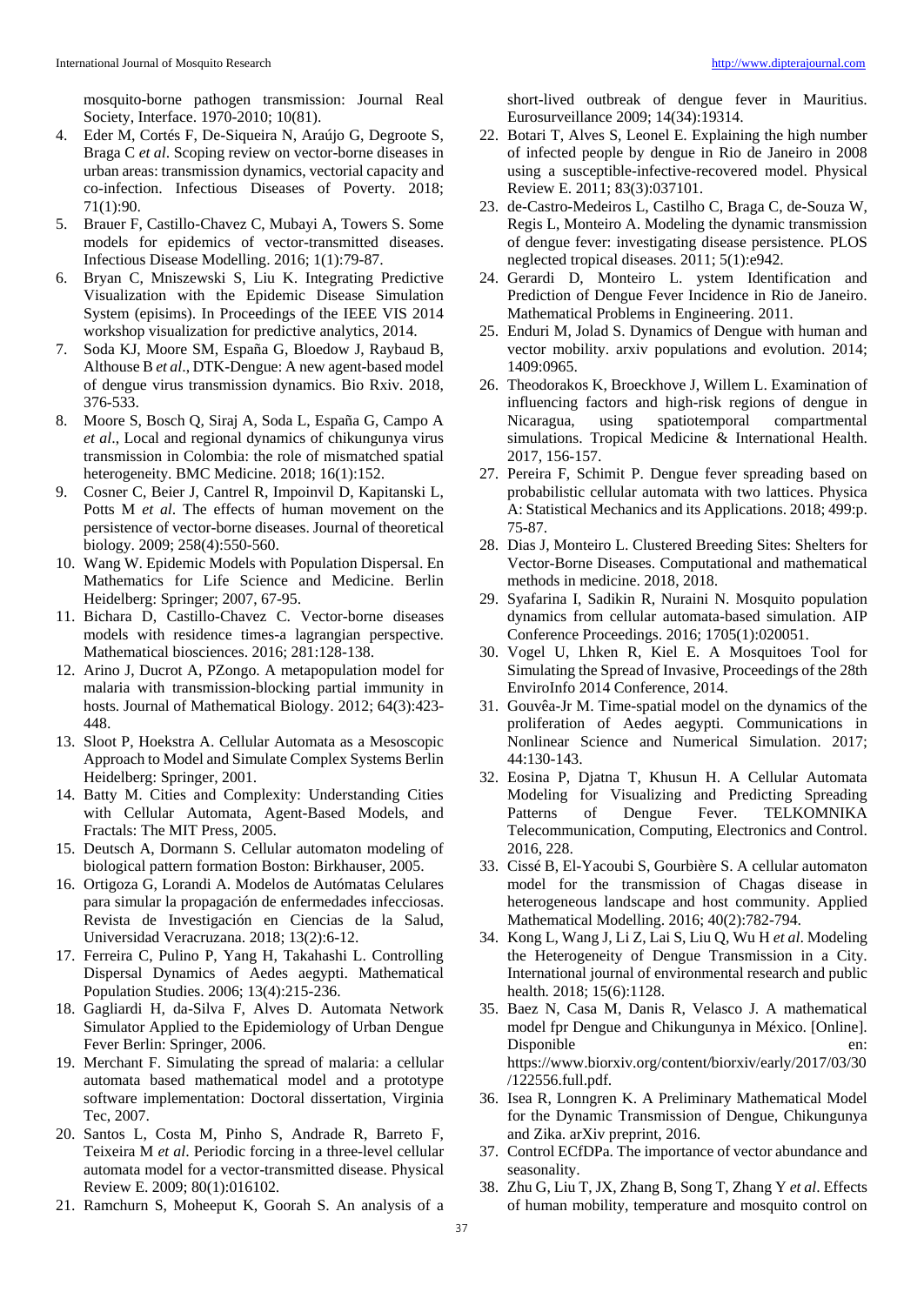mosquito-borne pathogen transmission: Journal Real Society, Interface. 1970-2010; 10(81).

4. Eder M, Cortés F, De-Siqueira N, Araújo G, Degroote S, Braga C *et al*. Scoping review on vector-borne diseases in urban areas: transmission dynamics, vectorial capacity and co-infection. Infectious Diseases of Poverty. 2018; 71(1):90.
5. Brauer F, Castillo-Chavez C, Mubayi A, Towers S. Some models for epidemics of vector-transmitted diseases. Infectious Disease Modelling. 2016; 1(1):79-87.
6. Bryan C, Mniszewski S, Liu K. Integrating Predictive Visualization with the Epidemic Disease Simulation System (episims). In Proceedings of the IEEE VIS 2014 workshop visualization for predictive analytics, 2014.
7. Soda KJ, Moore SM, España G, Bloedow J, Raybaud B, Althouse B *et al*., DTK-Dengue: A new agent-based model of dengue virus transmission dynamics. Bio Rxiv. 2018, 376-533.
8. Moore S, Bosch Q, Siraj A, Soda L, España G, Campo A *et al*., Local and regional dynamics of chikungunya virus transmission in Colombia: the role of mismatched spatial heterogeneity. BMC Medicine. 2018; 16(1):152.
9. Cosner C, Beier J, Cantrel R, Impoinvil D, Kapitanski L, Potts M *et al*. The effects of human movement on the persistence of vector-borne diseases. Journal of theoretical biology. 2009; 258(4):550-560.
10. Wang W. Epidemic Models with Population Dispersal. En Mathematics for Life Science and Medicine. Berlin Heidelberg: Springer; 2007, 67-95.
11. Bichara D, Castillo-Chavez C. Vector-borne diseases models with residence times-a lagrangian perspective. Mathematical biosciences. 2016; 281:128-138.
12. Arino J, Ducrot A, PZongo. A metapopulation model for malaria with transmission-blocking partial immunity in hosts. Journal of Mathematical Biology. 2012; 64(3):423-448.
13. Sloot P, Hoekstra A. Cellular Automata as a Mesoscopic Approach to Model and Simulate Complex Systems Berlin Heidelberg: Springer, 2001.
14. Batty M. Cities and Complexity: Understanding Cities with Cellular Automata, Agent-Based Models, and Fractals: The MIT Press, 2005.
15. Deutsch A, Dormann S. Cellular automaton modeling of biological pattern formation Boston: Birkhauser, 2005.
16. Ortigoza G, Lorandi A. Modelos de Autómatas Celulares para simular la propagación de enfermedades infecciosas. Revista de Investigación en Ciencias de la Salud, Universidad Veracruzana. 2018; 13(2):6-12.
17. Ferreira C, Pulino P, Yang H, Takahashi L. Controlling Dispersal Dynamics of Aedes aegypti. Mathematical Population Studies. 2006; 13(4):215-236.
18. Gagliardi H, da-Silva F, Alves D. Automata Network Simulator Applied to the Epidemiology of Urban Dengue Fever Berlin: Springer, 2006.
19. Merchant F. Simulating the spread of malaria: a cellular automata based mathematical model and a prototype software implementation: Doctoral dissertation, Virginia Tec, 2007.
20. Santos L, Costa M, Pinho S, Andrade R, Barreto F, Teixeira M *et al*. Periodic forcing in a three-level cellular automata model for a vector-transmitted disease. Physical Review E. 2009; 80(1):016102.
21. Ramchurn S, Moheeput K, Goorah S. An analysis of a short-lived outbreak of dengue fever in Mauritius. Eurosurveillance 2009; 14(34):19314.
22. Botari T, Alves S, Leonel E. Explaining the high number of infected people by dengue in Rio de Janeiro in 2008 using a susceptible-infective-recovered model. Physical Review E. 2011; 83(3):037101.
23. de-Castro-Medeiros L, Castilho C, Braga C, de-Souza W, Regis L, Monteiro A. Modeling the dynamic transmission of dengue fever: investigating disease persistence. PLOS neglected tropical diseases. 2011; 5(1):e942.
24. Gerardi D, Monteiro L. ystem Identification and Prediction of Dengue Fever Incidence in Rio de Janeiro. Mathematical Problems in Engineering. 2011.
25. Enduri M, Jolad S. Dynamics of Dengue with human and vector mobility. arxiv populations and evolution. 2014; 1409:0965.
26. Theodorakos K, Broeckhove J, Willem L. Examination of influencing factors and high-risk regions of dengue in Nicaragua, using spatiotemporal compartmental simulations. Tropical Medicine & International Health. 2017, 156-157.
27. Pereira F, Schimit P. Dengue fever spreading based on probabilistic cellular automata with two lattices. Physica A: Statistical Mechanics and its Applications. 2018; 499:p. 75-87.
28. Dias J, Monteiro L. Clustered Breeding Sites: Shelters for Vector-Borne Diseases. Computational and mathematical methods in medicine. 2018, 2018.
29. Syafarina I, Sadikin R, Nuraini N. Mosquito population dynamics from cellular automata-based simulation. AIP Conference Proceedings. 2016; 1705(1):020051.
30. Vogel U, Lhken R, Kiel E. A Mosquitoes Tool for Simulating the Spread of Invasive, Proceedings of the 28th EnviroInfo 2014 Conference, 2014.
31. Gouvêa-Jr M. Time-spatial model on the dynamics of the proliferation of Aedes aegypti. Communications in Nonlinear Science and Numerical Simulation. 2017; 44:130-143.
32. Eosina P, Djatna T, Khusun H. A Cellular Automata Modeling for Visualizing and Predicting Spreading Patterns of Dengue Fever. TELKOMNIKA Telecommunication, Computing, Electronics and Control. 2016, 228.
33. Cissé B, El-Yacoubi S, Gourbière S. A cellular automaton model for the transmission of Chagas disease in heterogeneous landscape and host community. Applied Mathematical Modelling. 2016; 40(2):782-794.
34. Kong L, Wang J, Li Z, Lai S, Liu Q, Wu H *et al*. Modeling the Heterogeneity of Dengue Transmission in a City. International journal of environmental research and public health. 2018; 15(6):1128.
35. Baez N, Casa M, Danis R, Velasco J. A mathematical model fpr Dengue and Chikungunya in México. [Online]. Disponible en: https://www.biorxiv.org/content/biorxiv/early/2017/03/30/122556.full.pdf.
36. Isea R, Lonngren K. A Preliminary Mathematical Model for the Dynamic Transmission of Dengue, Chikungunya and Zika. arXiv preprint, 2016.
37. Control ECfDPa. The importance of vector abundance and seasonality.
38. Zhu G, Liu T, JX, Zhang B, Song T, Zhang Y *et al*. Effects of human mobility, temperature and mosquito control on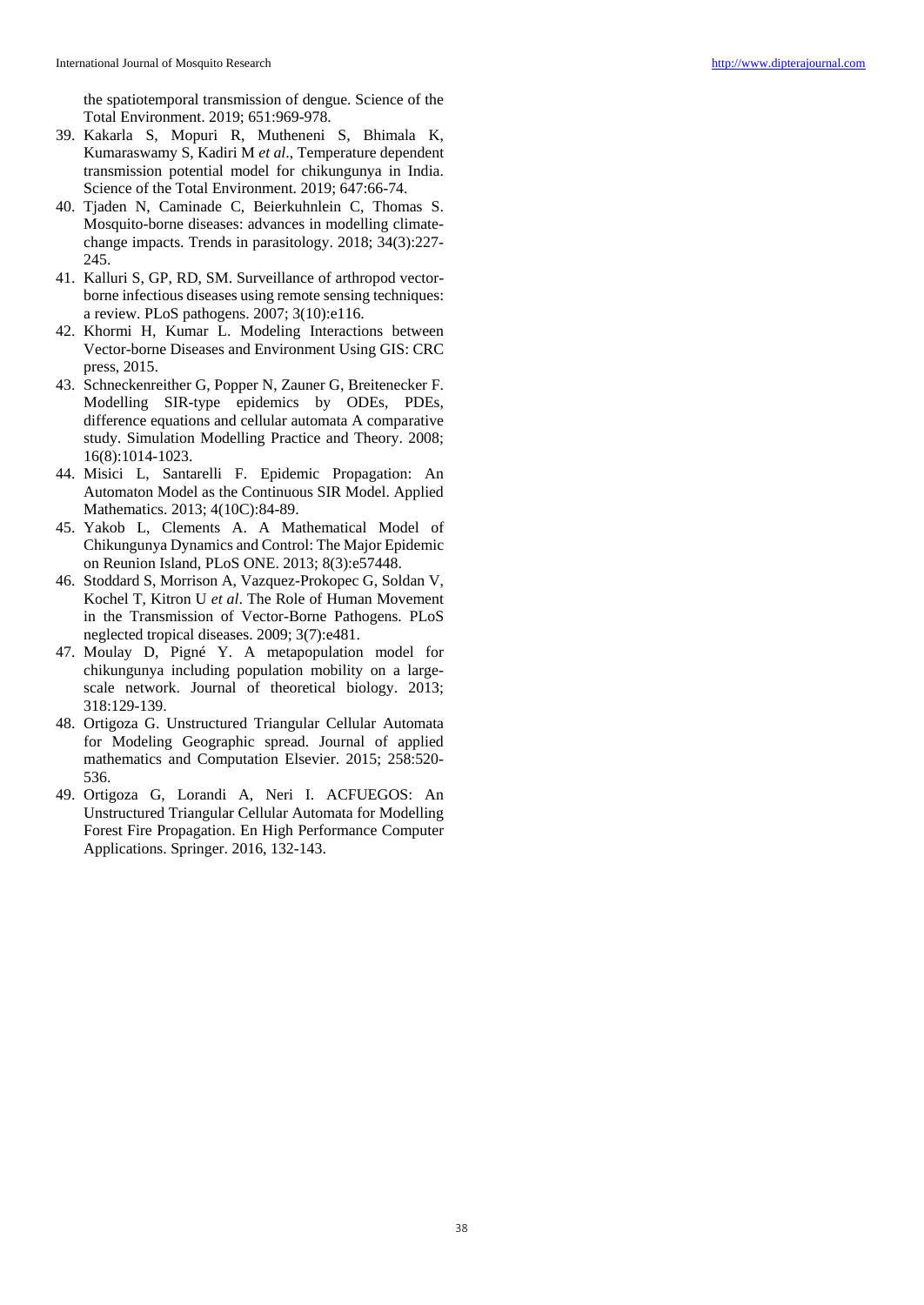the spatiotemporal transmission of dengue. Science of the Total Environment. 2019; 651:969-978.

39. Kakarla S, Mopuri R, Mutheneni S, Bhimala K, Kumaraswamy S, Kadiri M *et al*., Temperature dependent transmission potential model for chikungunya in India. Science of the Total Environment. 2019; 647:66-74.
40. Tjaden N, Caminade C, Beierkuhnlein C, Thomas S. Mosquito-borne diseases: advances in modelling climate-change impacts. Trends in parasitology. 2018; 34(3):227-245.
41. Kalluri S, GP, RD, SM. Surveillance of arthropod vector-borne infectious diseases using remote sensing techniques: a review. PLoS pathogens. 2007; 3(10):e116.
42. Khormi H, Kumar L. Modeling Interactions between Vector-borne Diseases and Environment Using GIS: CRC press, 2015.
43. Schneckenreither G, Popper N, Zauner G, Breitenecker F. Modelling SIR-type epidemics by ODEs, PDEs, difference equations and cellular automata A comparative study. Simulation Modelling Practice and Theory. 2008; 16(8):1014-1023.
44. Misici L, Santarelli F. Epidemic Propagation: An Automaton Model as the Continuous SIR Model. Applied Mathematics. 2013; 4(10C):84-89.
45. Yakob L, Clements A. A Mathematical Model of Chikungunya Dynamics and Control: The Major Epidemic on Reunion Island, PLoS ONE. 2013; 8(3):e57448.
46. Stoddard S, Morrison A, Vazquez-Prokopec G, Soldan V, Kochel T, Kitron U *et al*. The Role of Human Movement in the Transmission of Vector-Borne Pathogens. PLoS neglected tropical diseases. 2009; 3(7):e481.
47. Moulay D, Pigné Y. A metapopulation model for chikungunya including population mobility on a large-scale network. Journal of theoretical biology. 2013; 318:129-139.
48. Ortigoza G. Unstructured Triangular Cellular Automata for Modeling Geographic spread. Journal of applied mathematics and Computation Elsevier. 2015; 258:520-536.
49. Ortigoza G, Lorandi A, Neri I. ACFUEGOS: An Unstructured Triangular Cellular Automata for Modelling Forest Fire Propagation. En High Performance Computer Applications. Springer. 2016, 132-143.